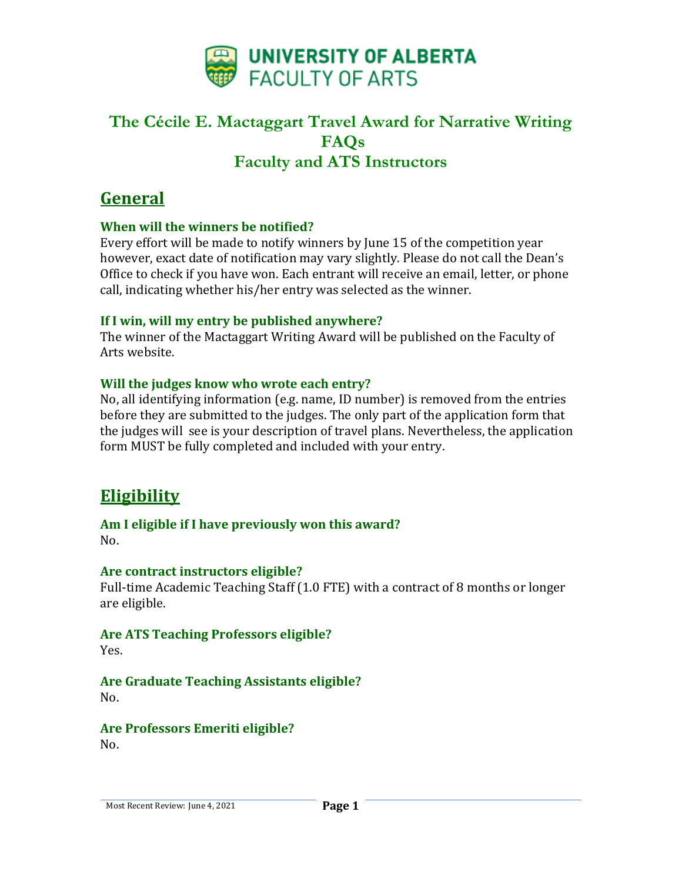UNIVERSITY OF ALBERTA
FACULTY OF ARTS

# The Cécile E. Mactaggart Travel Award for Narrative Writing FAQs
# Faculty and ATS Instructors

## General

### When will the winners be notified?

Every effort will be made to notify winners by June 15 of the competition year however, exact date of notification may vary slightly. Please do not call the Dean's Office to check if you have won. Each entrant will receive an email, letter, or phone call, indicating whether his/her entry was selected as the winner.

### If I win, will my entry be published anywhere?

The winner of the Mactaggart Writing Award will be published on the Faculty of Arts website.

### Will the judges know who wrote each entry?

No, all identifying information (e.g. name, ID number) is removed from the entries before they are submitted to the judges. The only part of the application form that the judges will see is your description of travel plans. Nevertheless, the application form MUST be fully completed and included with your entry.

## Eligibility

### Am I eligible if I have previously won this award?

No.

### Are contract instructors eligible?

Full-time Academic Teaching Staff (1.0 FTE) with a contract of 8 months or longer are eligible.

### Are ATS Teaching Professors eligible?

Yes.

### Are Graduate Teaching Assistants eligible?

No.

### Are Professors Emeriti eligible?

No.

Most Recent Review: June 4, 2021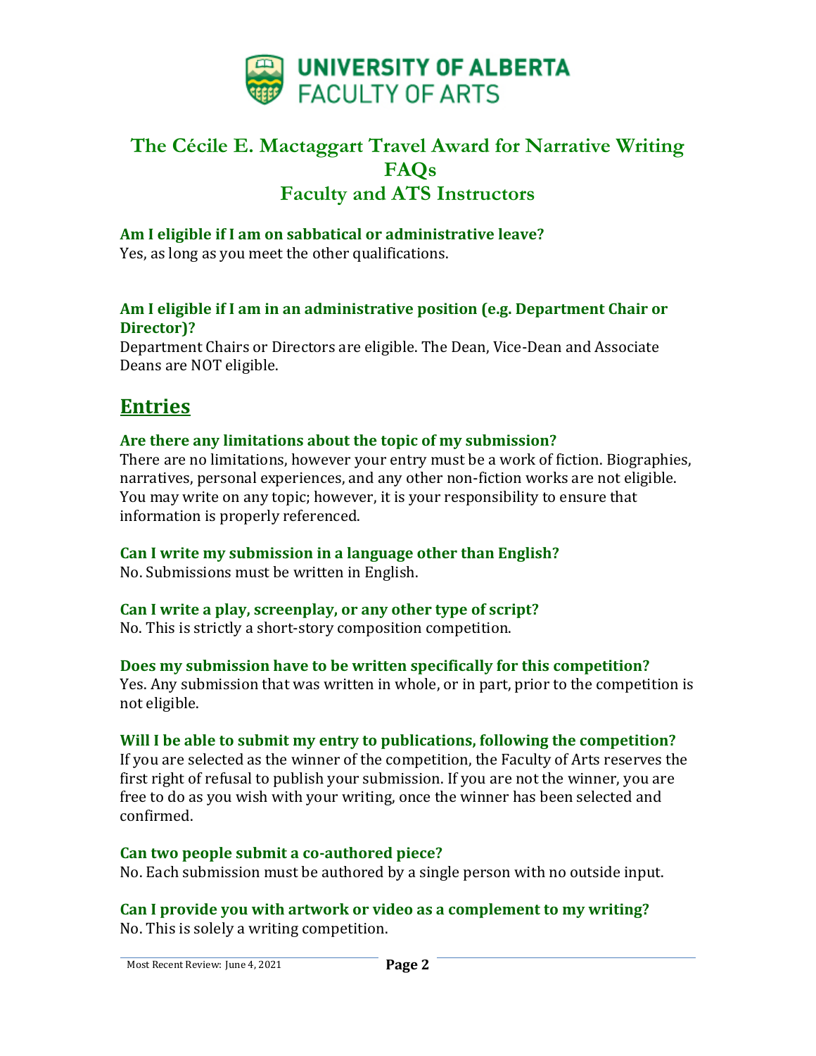UNIVERSITY OF ALBERTA
FACULTY OF ARTS

# The Cécile E. Mactaggart Travel Award for Narrative Writing FAQs Faculty and ATS Instructors

### Am I eligible if I am on sabbatical or administrative leave?

Yes, as long as you meet the other qualifications.

### Am I eligible if I am in an administrative position (e.g. Department Chair or Director)?

Department Chairs or Directors are eligible. The Dean, Vice-Dean and Associate Deans are NOT eligible.

## Entries

### Are there any limitations about the topic of my submission?

There are no limitations, however your entry must be a work of fiction. Biographies, narratives, personal experiences, and any other non-fiction works are not eligible. You may write on any topic; however, it is your responsibility to ensure that information is properly referenced.

### Can I write my submission in a language other than English?

No. Submissions must be written in English.

### Can I write a play, screenplay, or any other type of script?

No. This is strictly a short-story composition competition.

### Does my submission have to be written specifically for this competition?

Yes. Any submission that was written in whole, or in part, prior to the competition is not eligible.

### Will I be able to submit my entry to publications, following the competition?

If you are selected as the winner of the competition, the Faculty of Arts reserves the first right of refusal to publish your submission. If you are not the winner, you are free to do as you wish with your writing, once the winner has been selected and confirmed.

### Can two people submit a co-authored piece?

No. Each submission must be authored by a single person with no outside input.

### Can I provide you with artwork or video as a complement to my writing?

No. This is solely a writing competition.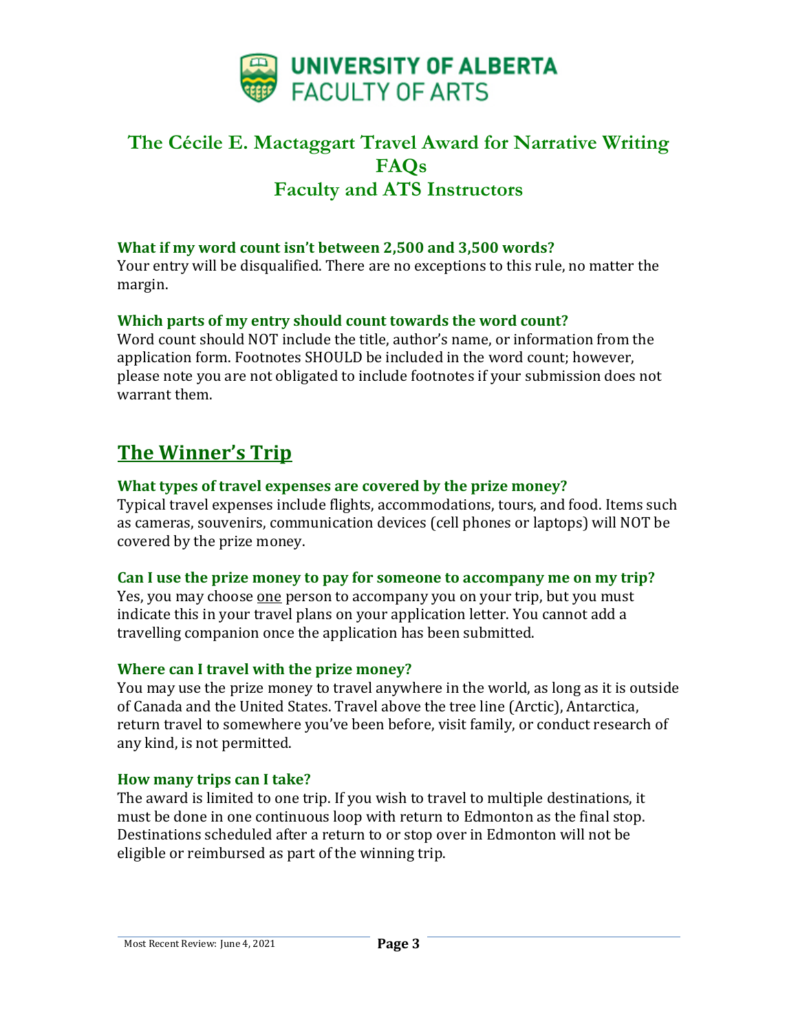# The Cécile E. Mactaggart Travel Award for Narrative Writing FAQs Faculty and ATS Instructors

### What if my word count isn't between 2,500 and 3,500 words?

Your entry will be disqualified. There are no exceptions to this rule, no matter the margin.

### Which parts of my entry should count towards the word count?

Word count should NOT include the title, author's name, or information from the application form. Footnotes SHOULD be included in the word count; however, please note you are not obligated to include footnotes if your submission does not warrant them.

## The Winner's Trip

### What types of travel expenses are covered by the prize money?

Typical travel expenses include flights, accommodations, tours, and food. Items such as cameras, souvenirs, communication devices (cell phones or laptops) will NOT be covered by the prize money.

### Can I use the prize money to pay for someone to accompany me on my trip?

Yes, you may choose one person to accompany you on your trip, but you must indicate this in your travel plans on your application letter. You cannot add a travelling companion once the application has been submitted.

### Where can I travel with the prize money?

You may use the prize money to travel anywhere in the world, as long as it is outside of Canada and the United States. Travel above the tree line (Arctic), Antarctica, return travel to somewhere you've been before, visit family, or conduct research of any kind, is not permitted.

### How many trips can I take?

The award is limited to one trip. If you wish to travel to multiple destinations, it must be done in one continuous loop with return to Edmonton as the final stop. Destinations scheduled after a return to or stop over in Edmonton will not be eligible or reimbursed as part of the winning trip.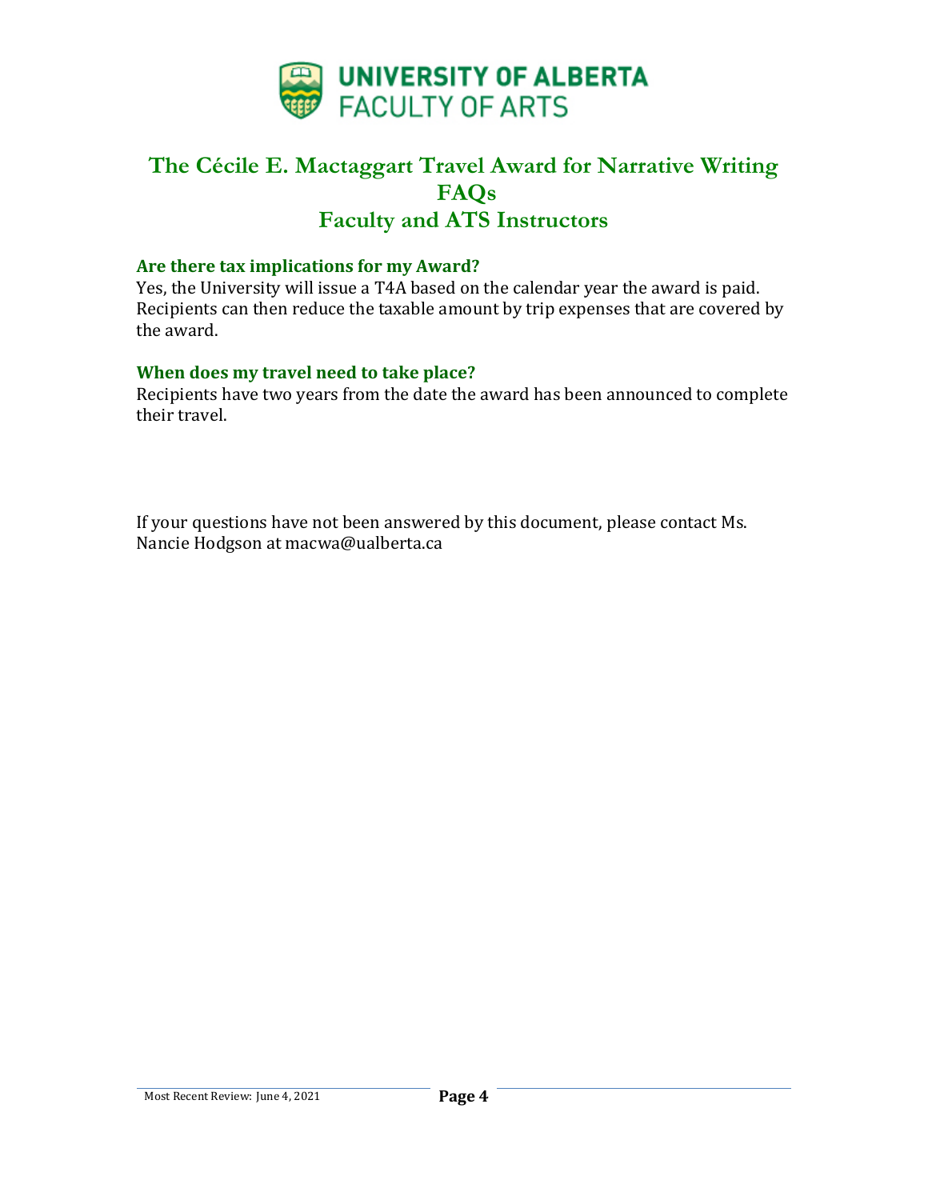UNIVERSITY OF ALBERTA
FACULTY OF ARTS

# The Cécile E. Mactaggart Travel Award for Narrative Writing FAQs Faculty and ATS Instructors

### Are there tax implications for my Award?

Yes, the University will issue a T4A based on the calendar year the award is paid. Recipients can then reduce the taxable amount by trip expenses that are covered by the award.

### When does my travel need to take place?

Recipients have two years from the date the award has been announced to complete their travel.

If your questions have not been answered by this document, please contact Ms. Nancie Hodgson at macwa@ualberta.ca

Most Recent Review: June 4, 2021